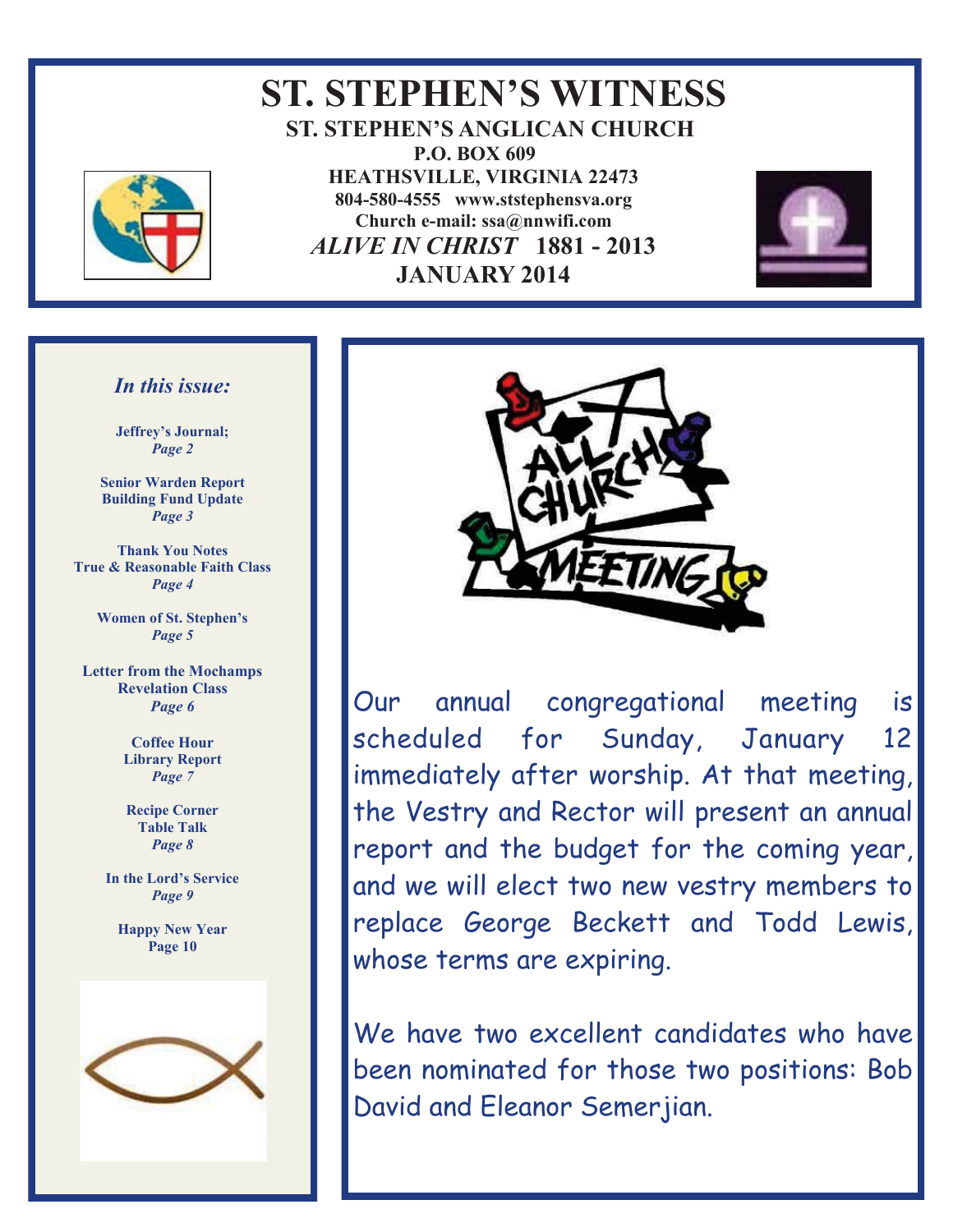# ST. STEPHEN'S WITNESS

**ST. STEPHEN'S ANGLICAN CHURCH**
**P.O. BOX 609**
**HEATHSVILLE, VIRGINIA 22473**
**804-580-4555 www.ststephensva.org**
**Church e-mail: ssa@nnwifi.com**
***ALIVE IN CHRIST* 1881 - 2013**
**JANUARY 2014**

### *In this issue:*

**Jeffrey's Journal;**
***Page 2***

**Senior Warden Report**
**Building Fund Update**
***Page 3***

**Thank You Notes**
**True & Reasonable Faith Class**
***Page 4***

**Women of St. Stephen's**
***Page 5***

**Letter from the Mochamps**
**Revelation Class**
***Page 6***

**Coffee Hour**
**Library Report**
***Page 7***

**Recipe Corner**
**Table Talk**
***Page 8***

**In the Lord's Service**
***Page 9***

**Happy New Year**
**Page 10**

ALL CHURCH MEETING

Our annual congregational meeting is scheduled for Sunday, January 12 immediately after worship. At that meeting, the Vestry and Rector will present an annual report and the budget for the coming year, and we will elect two new vestry members to replace George Beckett and Todd Lewis, whose terms are expiring.

We have two excellent candidates who have been nominated for those two positions: Bob David and Eleanor Semerjian.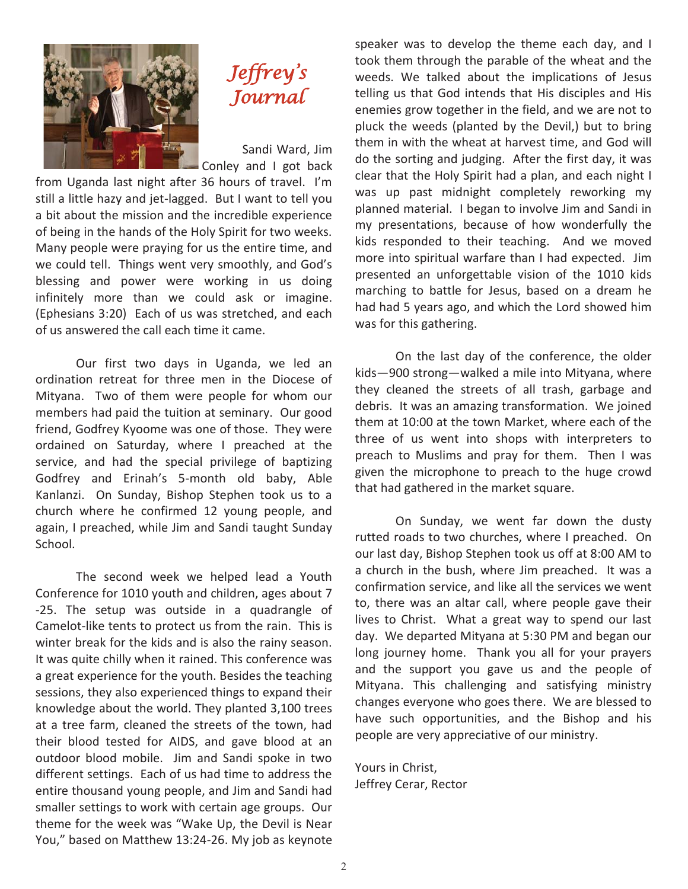# *Jeffrey's Journal*

Sandi Ward, Jim Conley and I got back from Uganda last night after 36 hours of travel. I'm still a little hazy and jet-lagged. But I want to tell you a bit about the mission and the incredible experience of being in the hands of the Holy Spirit for two weeks. Many people were praying for us the entire time, and we could tell. Things went very smoothly, and God's blessing and power were working in us doing infinitely more than we could ask or imagine. (Ephesians 3:20) Each of us was stretched, and each of us answered the call each time it came.

Our first two days in Uganda, we led an ordination retreat for three men in the Diocese of Mityana. Two of them were people for whom our members had paid the tuition at seminary. Our good friend, Godfrey Kyoome was one of those. They were ordained on Saturday, where I preached at the service, and had the special privilege of baptizing Godfrey and Erinah's 5-month old baby, Able Kanlanzi. On Sunday, Bishop Stephen took us to a church where he confirmed 12 young people, and again, I preached, while Jim and Sandi taught Sunday School.

The second week we helped lead a Youth Conference for 1010 youth and children, ages about 7 -25. The setup was outside in a quadrangle of Camelot-like tents to protect us from the rain. This is winter break for the kids and is also the rainy season. It was quite chilly when it rained. This conference was a great experience for the youth. Besides the teaching sessions, they also experienced things to expand their knowledge about the world. They planted 3,100 trees at a tree farm, cleaned the streets of the town, had their blood tested for AIDS, and gave blood at an outdoor blood mobile. Jim and Sandi spoke in two different settings. Each of us had time to address the entire thousand young people, and Jim and Sandi had smaller settings to work with certain age groups. Our theme for the week was "Wake Up, the Devil is Near You," based on Matthew 13:24-26. My job as keynote speaker was to develop the theme each day, and I took them through the parable of the wheat and the weeds. We talked about the implications of Jesus telling us that God intends that His disciples and His enemies grow together in the field, and we are not to pluck the weeds (planted by the Devil,) but to bring them in with the wheat at harvest time, and God will do the sorting and judging. After the first day, it was clear that the Holy Spirit had a plan, and each night I was up past midnight completely reworking my planned material. I began to involve Jim and Sandi in my presentations, because of how wonderfully the kids responded to their teaching. And we moved more into spiritual warfare than I had expected. Jim presented an unforgettable vision of the 1010 kids marching to battle for Jesus, based on a dream he had had 5 years ago, and which the Lord showed him was for this gathering.

On the last day of the conference, the older kids—900 strong—walked a mile into Mityana, where they cleaned the streets of all trash, garbage and debris. It was an amazing transformation. We joined them at 10:00 at the town Market, where each of the three of us went into shops with interpreters to preach to Muslims and pray for them. Then I was given the microphone to preach to the huge crowd that had gathered in the market square.

On Sunday, we went far down the dusty rutted roads to two churches, where I preached. On our last day, Bishop Stephen took us off at 8:00 AM to a church in the bush, where Jim preached. It was a confirmation service, and like all the services we went to, there was an altar call, where people gave their lives to Christ. What a great way to spend our last day. We departed Mityana at 5:30 PM and began our long journey home. Thank you all for your prayers and the support you gave us and the people of Mityana. This challenging and satisfying ministry changes everyone who goes there. We are blessed to have such opportunities, and the Bishop and his people are very appreciative of our ministry.

Yours in Christ,
Jeffrey Cerar, Rector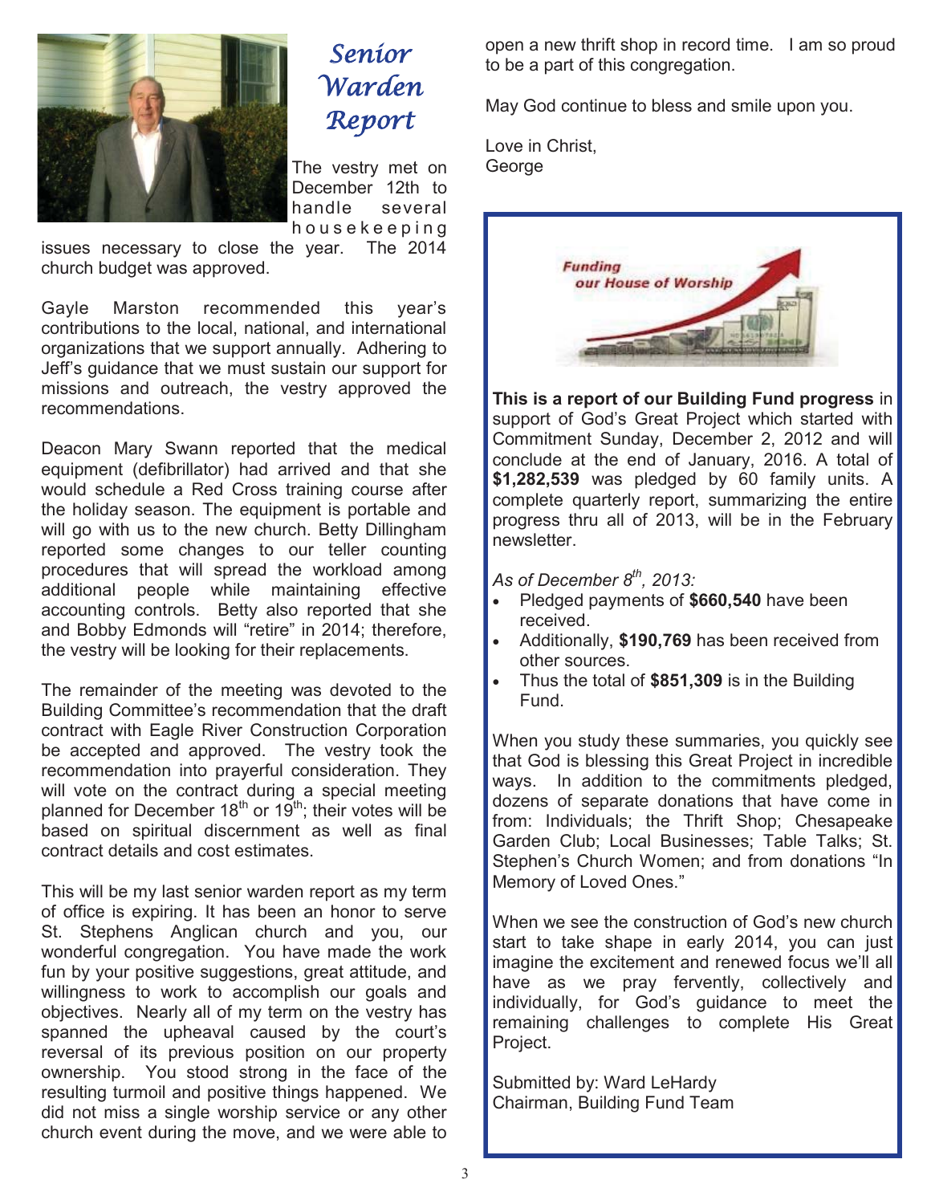# Senior Warden Report

The vestry met on December 12th to handle several housekeeping issues necessary to close the year. The 2014 church budget was approved.

Gayle Marston recommended this year's contributions to the local, national, and international organizations that we support annually. Adhering to Jeff's guidance that we must sustain our support for missions and outreach, the vestry approved the recommendations.

Deacon Mary Swann reported that the medical equipment (defibrillator) had arrived and that she would schedule a Red Cross training course after the holiday season. The equipment is portable and will go with us to the new church. Betty Dillingham reported some changes to our teller counting procedures that will spread the workload among additional people while maintaining effective accounting controls. Betty also reported that she and Bobby Edmonds will "retire" in 2014; therefore, the vestry will be looking for their replacements.

The remainder of the meeting was devoted to the Building Committee's recommendation that the draft contract with Eagle River Construction Corporation be accepted and approved. The vestry took the recommendation into prayerful consideration. They will vote on the contract during a special meeting planned for December 18th or 19th; their votes will be based on spiritual discernment as well as final contract details and cost estimates.

This will be my last senior warden report as my term of office is expiring. It has been an honor to serve St. Stephens Anglican church and you, our wonderful congregation. You have made the work fun by your positive suggestions, great attitude, and willingness to work to accomplish our goals and objectives. Nearly all of my term on the vestry has spanned the upheaval caused by the court's reversal of its previous position on our property ownership. You stood strong in the face of the resulting turmoil and positive things happened. We did not miss a single worship service or any other church event during the move, and we were able to open a new thrift shop in record time. I am so proud to be a part of this congregation.

May God continue to bless and smile upon you.

Love in Christ,
George

---

**Funding our House of Worship**

**This is a report of our Building Fund progress** in support of God's Great Project which started with Commitment Sunday, December 2, 2012 and will conclude at the end of January, 2016. A total of **$1,282,539** was pledged by 60 family units. A complete quarterly report, summarizing the entire progress thru all of 2013, will be in the February newsletter.

*As of December 8th, 2013:*

- Pledged payments of **$660,540** have been received.
- Additionally, **$190,769** has been received from other sources.
- Thus the total of **$851,309** is in the Building Fund.

When you study these summaries, you quickly see that God is blessing this Great Project in incredible ways. In addition to the commitments pledged, dozens of separate donations that have come in from: Individuals; the Thrift Shop; Chesapeake Garden Club; Local Businesses; Table Talks; St. Stephen's Church Women; and from donations "In Memory of Loved Ones."

When we see the construction of God's new church start to take shape in early 2014, you can just imagine the excitement and renewed focus we'll all have as we pray fervently, collectively and individually, for God's guidance to meet the remaining challenges to complete His Great Project.

Submitted by: Ward LeHardy
Chairman, Building Fund Team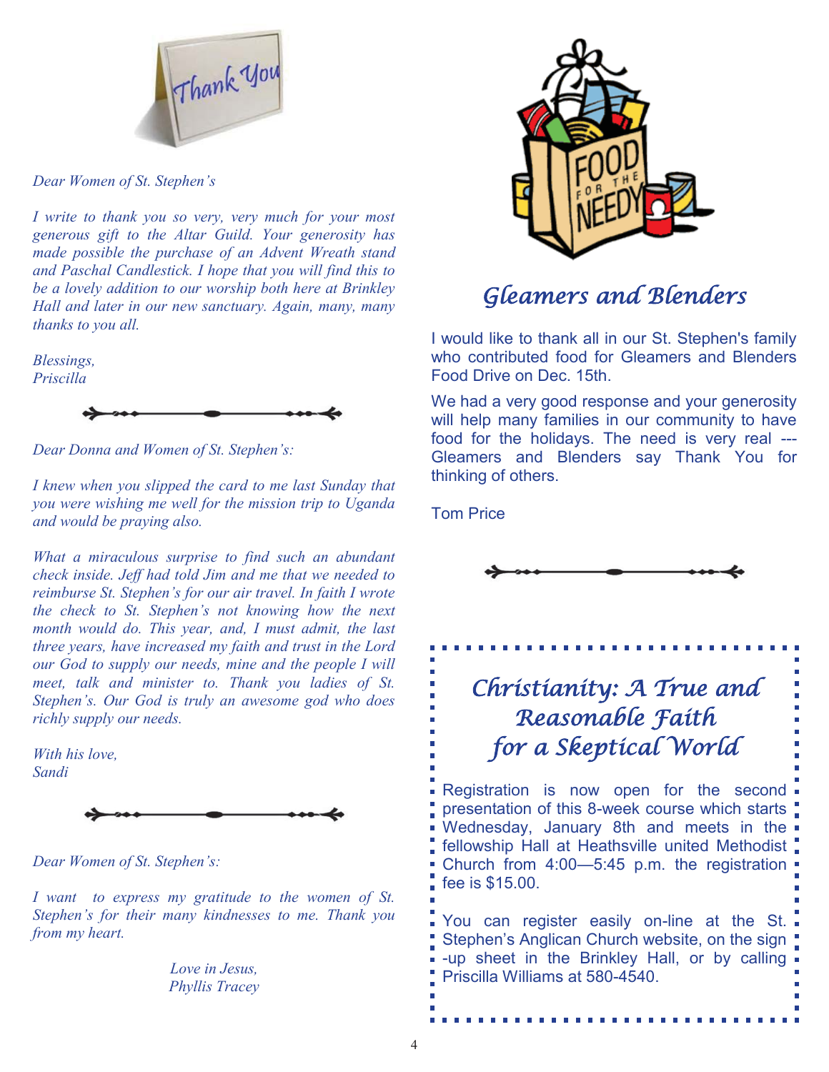*Dear Women of St. Stephen's*

*I write to thank you so very, very much for your most generous gift to the Altar Guild. Your generosity has made possible the purchase of an Advent Wreath stand and Paschal Candlestick. I hope that you will find this to be a lovely addition to our worship both here at Brinkley Hall and later in our new sanctuary. Again, many, many thanks to you all.*

*Blessings,*
*Priscilla*

---

*Dear Donna and Women of St. Stephen's:*

*I knew when you slipped the card to me last Sunday that you were wishing me well for the mission trip to Uganda and would be praying also.*

*What a miraculous surprise to find such an abundant check inside. Jeff had told Jim and me that we needed to reimburse St. Stephen's for our air travel. In faith I wrote the check to St. Stephen's not knowing how the next month would do. This year, and, I must admit, the last three years, have increased my faith and trust in the Lord our God to supply our needs, mine and the people I will meet, talk and minister to. Thank you ladies of St. Stephen's. Our God is truly an awesome god who does richly supply our needs.*

*With his love,*
*Sandi*

---

*Dear Women of St. Stephen's:*

*I want to express my gratitude to the women of St. Stephen's for their many kindnesses to me. Thank you from my heart.*

*Love in Jesus,*
*Phyllis Tracey*

## Gleamers and Blenders

I would like to thank all in our St. Stephen's family who contributed food for Gleamers and Blenders Food Drive on Dec. 15th.

We had a very good response and your generosity will help many families in our community to have food for the holidays. The need is very real --- Gleamers and Blenders say Thank You for thinking of others.

Tom Price

---

## Christianity: A True and Reasonable Faith for a Skeptical World

Registration is now open for the second presentation of this 8-week course which starts Wednesday, January 8th and meets in the fellowship Hall at Heathsville united Methodist Church from 4:00—5:45 p.m. the registration fee is $15.00.

You can register easily on-line at the St. Stephen's Anglican Church website, on the sign-up sheet in the Brinkley Hall, or by calling Priscilla Williams at 580-4540.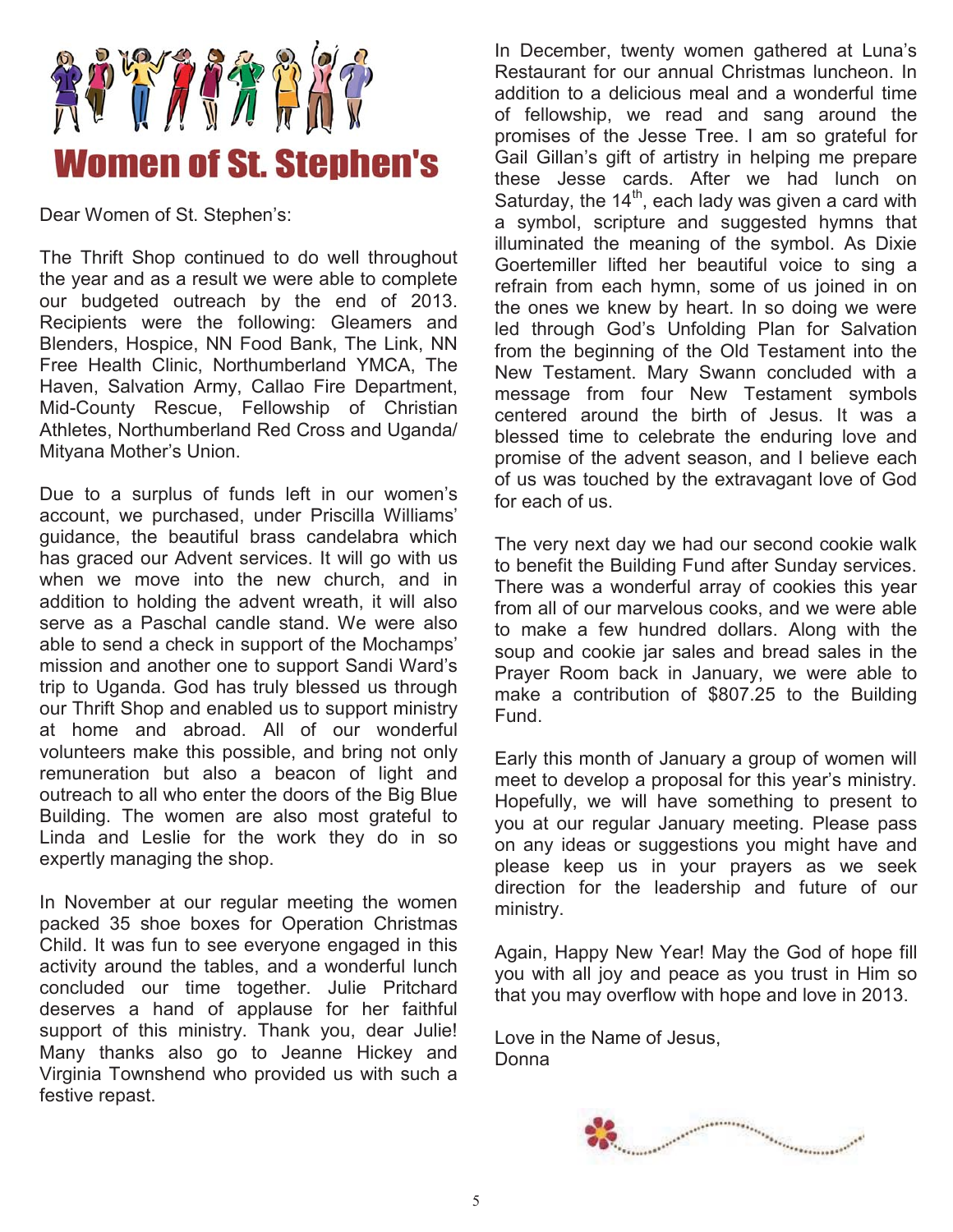# Women of St. Stephen's

Dear Women of St. Stephen's:

The Thrift Shop continued to do well throughout the year and as a result we were able to complete our budgeted outreach by the end of 2013. Recipients were the following: Gleamers and Blenders, Hospice, NN Food Bank, The Link, NN Free Health Clinic, Northumberland YMCA, The Haven, Salvation Army, Callao Fire Department, Mid-County Rescue, Fellowship of Christian Athletes, Northumberland Red Cross and Uganda/ Mityana Mother's Union.

Due to a surplus of funds left in our women's account, we purchased, under Priscilla Williams' guidance, the beautiful brass candelabra which has graced our Advent services. It will go with us when we move into the new church, and in addition to holding the advent wreath, it will also serve as a Paschal candle stand. We were also able to send a check in support of the Mochamps' mission and another one to support Sandi Ward's trip to Uganda. God has truly blessed us through our Thrift Shop and enabled us to support ministry at home and abroad. All of our wonderful volunteers make this possible, and bring not only remuneration but also a beacon of light and outreach to all who enter the doors of the Big Blue Building. The women are also most grateful to Linda and Leslie for the work they do in so expertly managing the shop.

In November at our regular meeting the women packed 35 shoe boxes for Operation Christmas Child. It was fun to see everyone engaged in this activity around the tables, and a wonderful lunch concluded our time together. Julie Pritchard deserves a hand of applause for her faithful support of this ministry. Thank you, dear Julie! Many thanks also go to Jeanne Hickey and Virginia Townshend who provided us with such a festive repast.

In December, twenty women gathered at Luna's Restaurant for our annual Christmas luncheon. In addition to a delicious meal and a wonderful time of fellowship, we read and sang around the promises of the Jesse Tree. I am so grateful for Gail Gillan's gift of artistry in helping me prepare these Jesse cards. After we had lunch on Saturday, the 14th, each lady was given a card with a symbol, scripture and suggested hymns that illuminated the meaning of the symbol. As Dixie Goertemiller lifted her beautiful voice to sing a refrain from each hymn, some of us joined in on the ones we knew by heart. In so doing we were led through God's Unfolding Plan for Salvation from the beginning of the Old Testament into the New Testament. Mary Swann concluded with a message from four New Testament symbols centered around the birth of Jesus. It was a blessed time to celebrate the enduring love and promise of the advent season, and I believe each of us was touched by the extravagant love of God for each of us.

The very next day we had our second cookie walk to benefit the Building Fund after Sunday services. There was a wonderful array of cookies this year from all of our marvelous cooks, and we were able to make a few hundred dollars. Along with the soup and cookie jar sales and bread sales in the Prayer Room back in January, we were able to make a contribution of $807.25 to the Building Fund.

Early this month of January a group of women will meet to develop a proposal for this year's ministry. Hopefully, we will have something to present to you at our regular January meeting. Please pass on any ideas or suggestions you might have and please keep us in your prayers as we seek direction for the leadership and future of our ministry.

Again, Happy New Year! May the God of hope fill you with all joy and peace as you trust in Him so that you may overflow with hope and love in 2013.

Love in the Name of Jesus,
Donna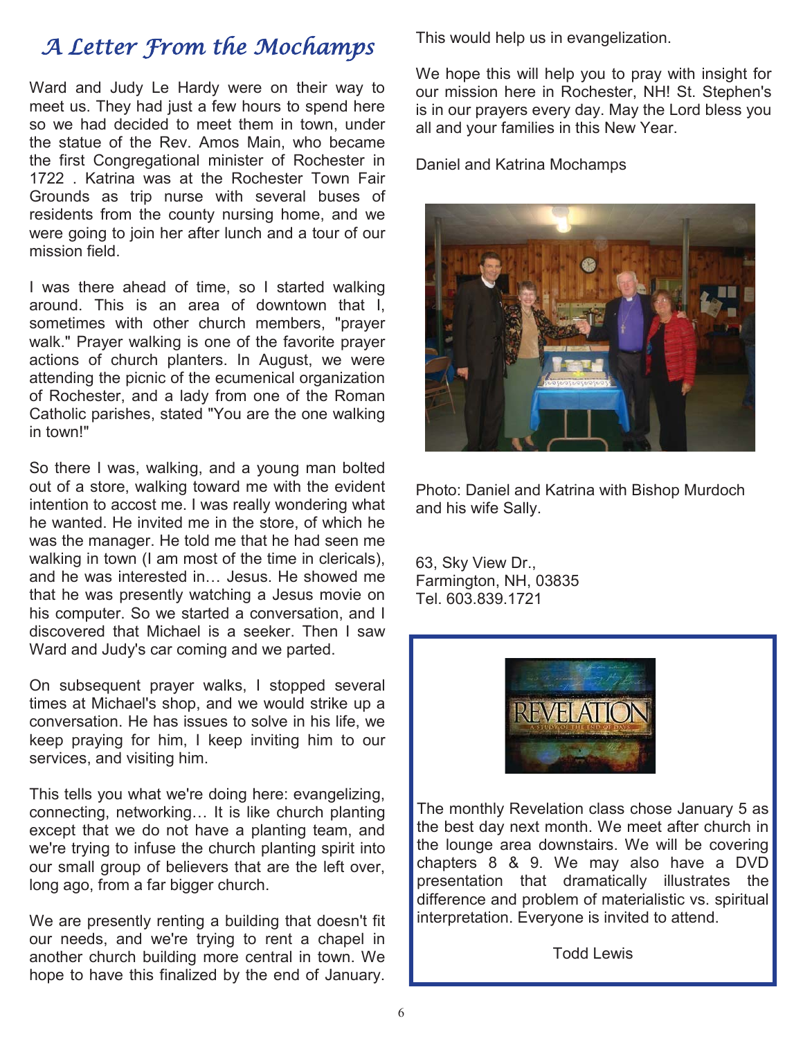# A Letter From the Mochamps

Ward and Judy Le Hardy were on their way to meet us. They had just a few hours to spend here so we had decided to meet them in town, under the statue of the Rev. Amos Main, who became the first Congregational minister of Rochester in 1722 . Katrina was at the Rochester Town Fair Grounds as trip nurse with several buses of residents from the county nursing home, and we were going to join her after lunch and a tour of our mission field.

I was there ahead of time, so I started walking around. This is an area of downtown that I, sometimes with other church members, "prayer walk." Prayer walking is one of the favorite prayer actions of church planters. In August, we were attending the picnic of the ecumenical organization of Rochester, and a lady from one of the Roman Catholic parishes, stated "You are the one walking in town!"

So there I was, walking, and a young man bolted out of a store, walking toward me with the evident intention to accost me. I was really wondering what he wanted. He invited me in the store, of which he was the manager. He told me that he had seen me walking in town (I am most of the time in clericals), and he was interested in… Jesus. He showed me that he was presently watching a Jesus movie on his computer. So we started a conversation, and I discovered that Michael is a seeker. Then I saw Ward and Judy's car coming and we parted.

On subsequent prayer walks, I stopped several times at Michael's shop, and we would strike up a conversation. He has issues to solve in his life, we keep praying for him, I keep inviting him to our services, and visiting him.

This tells you what we're doing here: evangelizing, connecting, networking… It is like church planting except that we do not have a planting team, and we're trying to infuse the church planting spirit into our small group of believers that are the left over, long ago, from a far bigger church.

We are presently renting a building that doesn't fit our needs, and we're trying to rent a chapel in another church building more central in town. We hope to have this finalized by the end of January. This would help us in evangelization.

We hope this will help you to pray with insight for our mission here in Rochester, NH! St. Stephen's is in our prayers every day. May the Lord bless you all and your families in this New Year.

Daniel and Katrina Mochamps

Photo: Daniel and Katrina with Bishop Murdoch and his wife Sally.

63, Sky View Dr.,
Farmington, NH, 03835
Tel. 603.839.1721

---

The monthly Revelation class chose January 5 as the best day next month. We meet after church in the lounge area downstairs. We will be covering chapters 8 & 9. We may also have a DVD presentation that dramatically illustrates the difference and problem of materialistic vs. spiritual interpretation. Everyone is invited to attend.

Todd Lewis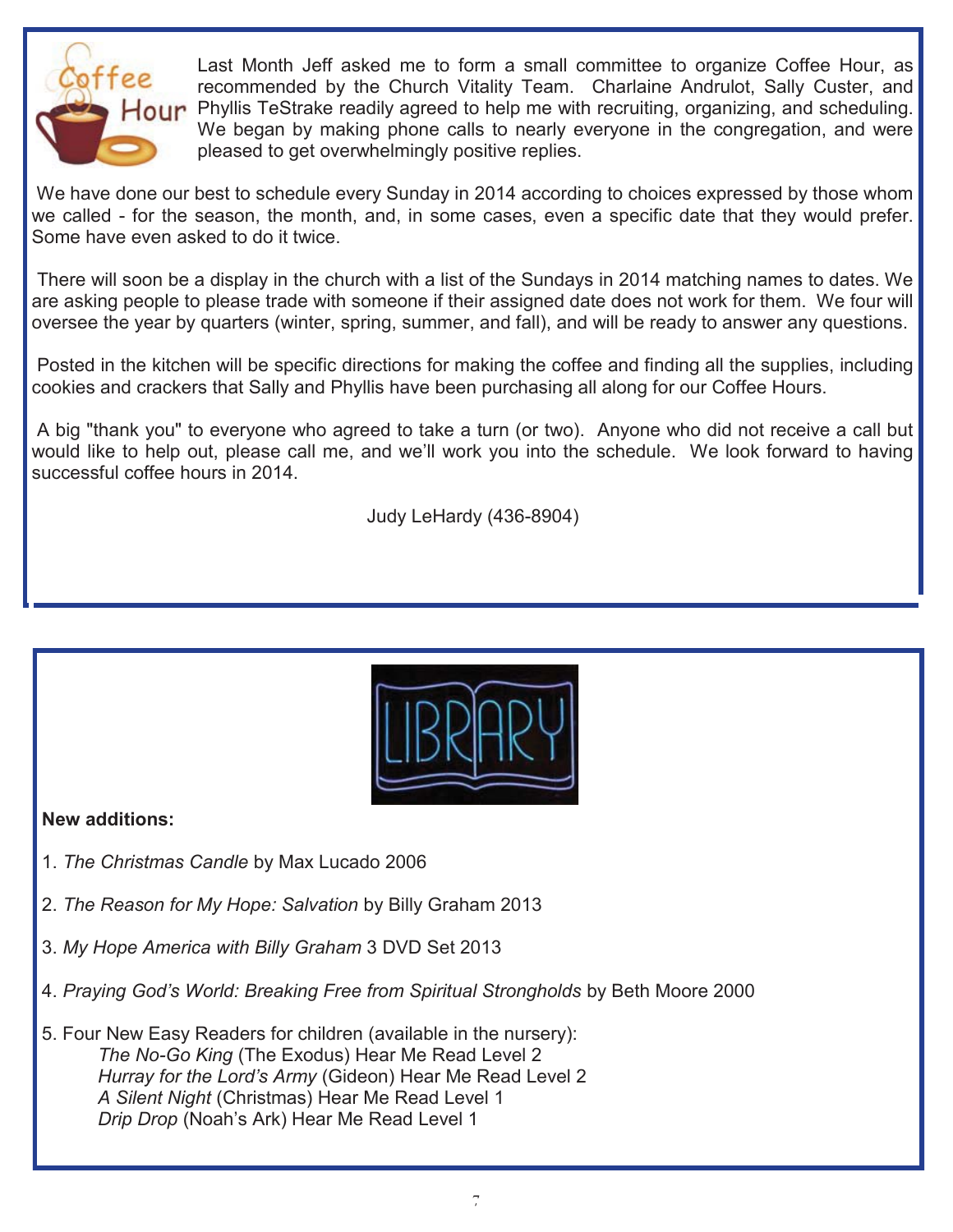## Coffee Hour

Last Month Jeff asked me to form a small committee to organize Coffee Hour, as recommended by the Church Vitality Team. Charlaine Andrulot, Sally Custer, and Phyllis TeStrake readily agreed to help me with recruiting, organizing, and scheduling. We began by making phone calls to nearly everyone in the congregation, and were pleased to get overwhelmingly positive replies.

We have done our best to schedule every Sunday in 2014 according to choices expressed by those whom we called - for the season, the month, and, in some cases, even a specific date that they would prefer. Some have even asked to do it twice.

There will soon be a display in the church with a list of the Sundays in 2014 matching names to dates. We are asking people to please trade with someone if their assigned date does not work for them. We four will oversee the year by quarters (winter, spring, summer, and fall), and will be ready to answer any questions.

Posted in the kitchen will be specific directions for making the coffee and finding all the supplies, including cookies and crackers that Sally and Phyllis have been purchasing all along for our Coffee Hours.

A big "thank you" to everyone who agreed to take a turn (or two). Anyone who did not receive a call but would like to help out, please call me, and we'll work you into the schedule. We look forward to having successful coffee hours in 2014.

Judy LeHardy (436-8904)

## LIBRARY

**New additions:**

1. *The Christmas Candle* by Max Lucado 2006
2. *The Reason for My Hope: Salvation* by Billy Graham 2013
3. *My Hope America with Billy Graham* 3 DVD Set 2013
4. *Praying God's World: Breaking Free from Spiritual Strongholds* by Beth Moore 2000
5. Four New Easy Readers for children (available in the nursery):
   - *The No-Go King* (The Exodus) Hear Me Read Level 2
   - *Hurray for the Lord's Army* (Gideon) Hear Me Read Level 2
   - *A Silent Night* (Christmas) Hear Me Read Level 1
   - *Drip Drop* (Noah's Ark) Hear Me Read Level 1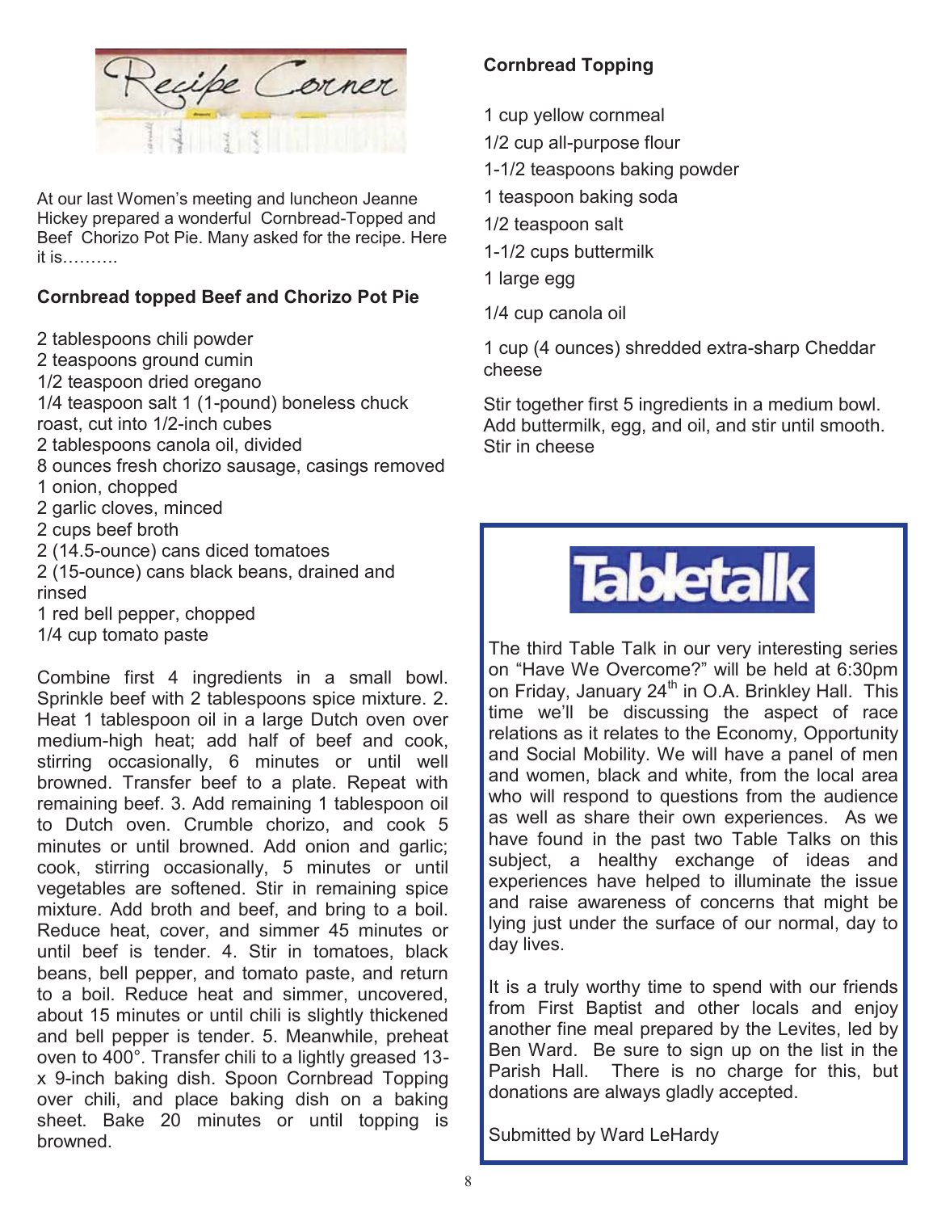# Recipe Corner

At our last Women's meeting and luncheon Jeanne Hickey prepared a wonderful Cornbread-Topped and Beef Chorizo Pot Pie. Many asked for the recipe. Here it is……….

**Cornbread topped Beef and Chorizo Pot Pie**

2 tablespoons chili powder
2 teaspoons ground cumin
1/2 teaspoon dried oregano
1/4 teaspoon salt 1 (1-pound) boneless chuck roast, cut into 1/2-inch cubes
2 tablespoons canola oil, divided
8 ounces fresh chorizo sausage, casings removed
1 onion, chopped
2 garlic cloves, minced
2 cups beef broth
2 (14.5-ounce) cans diced tomatoes
2 (15-ounce) cans black beans, drained and rinsed
1 red bell pepper, chopped
1/4 cup tomato paste

Combine first 4 ingredients in a small bowl. Sprinkle beef with 2 tablespoons spice mixture. 2. Heat 1 tablespoon oil in a large Dutch oven over medium-high heat; add half of beef and cook, stirring occasionally, 6 minutes or until well browned. Transfer beef to a plate. Repeat with remaining beef. 3. Add remaining 1 tablespoon oil to Dutch oven. Crumble chorizo, and cook 5 minutes or until browned. Add onion and garlic; cook, stirring occasionally, 5 minutes or until vegetables are softened. Stir in remaining spice mixture. Add broth and beef, and bring to a boil. Reduce heat, cover, and simmer 45 minutes or until beef is tender. 4. Stir in tomatoes, black beans, bell pepper, and tomato paste, and return to a boil. Reduce heat and simmer, uncovered, about 15 minutes or until chili is slightly thickened and bell pepper is tender. 5. Meanwhile, preheat oven to 400°. Transfer chili to a lightly greased 13- x 9-inch baking dish. Spoon Cornbread Topping over chili, and place baking dish on a baking sheet. Bake 20 minutes or until topping is browned.

**Cornbread Topping**

1 cup yellow cornmeal
1/2 cup all-purpose flour
1-1/2 teaspoons baking powder
1 teaspoon baking soda
1/2 teaspoon salt
1-1/2 cups buttermilk
1 large egg
1/4 cup canola oil
1 cup (4 ounces) shredded extra-sharp Cheddar cheese

Stir together first 5 ingredients in a medium bowl. Add buttermilk, egg, and oil, and stir until smooth. Stir in cheese

# Tabletalk

The third Table Talk in our very interesting series on "Have We Overcome?" will be held at 6:30pm on Friday, January 24th in O.A. Brinkley Hall. This time we'll be discussing the aspect of race relations as it relates to the Economy, Opportunity and Social Mobility. We will have a panel of men and women, black and white, from the local area who will respond to questions from the audience as well as share their own experiences. As we have found in the past two Table Talks on this subject, a healthy exchange of ideas and experiences have helped to illuminate the issue and raise awareness of concerns that might be lying just under the surface of our normal, day to day lives.

It is a truly worthy time to spend with our friends from First Baptist and other locals and enjoy another fine meal prepared by the Levites, led by Ben Ward. Be sure to sign up on the list in the Parish Hall. There is no charge for this, but donations are always gladly accepted.

Submitted by Ward LeHardy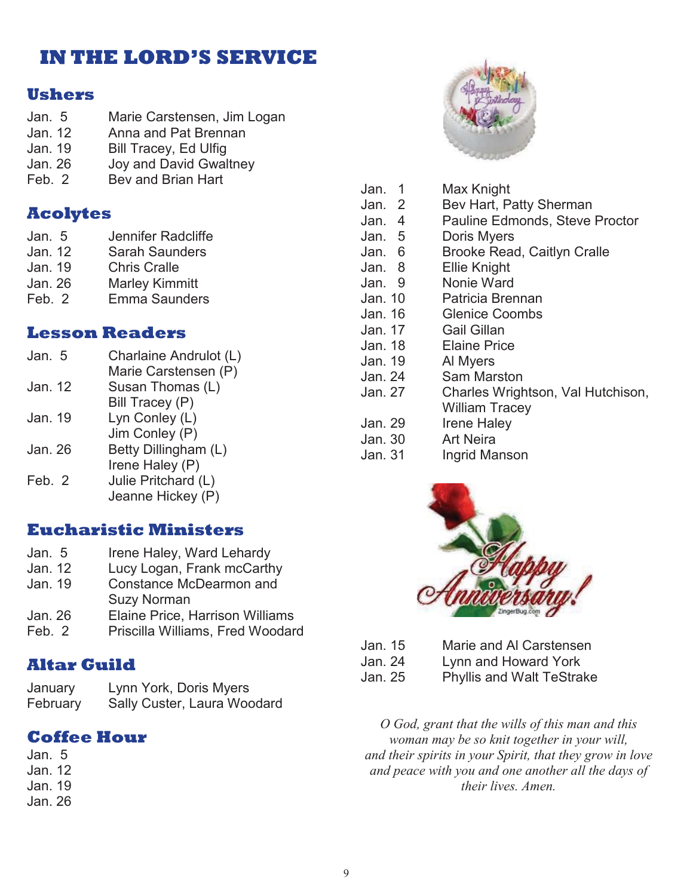# IN THE LORD'S SERVICE

## Ushers

| | |
|---|---|
| Jan. 5 | Marie Carstensen, Jim Logan |
| Jan. 12 | Anna and Pat Brennan |
| Jan. 19 | Bill Tracey, Ed Ulfig |
| Jan. 26 | Joy and David Gwaltney |
| Feb. 2 | Bev and Brian Hart |

## Acolytes

| | |
|---|---|
| Jan. 5 | Jennifer Radcliffe |
| Jan. 12 | Sarah Saunders |
| Jan. 19 | Chris Cralle |
| Jan. 26 | Marley Kimmitt |
| Feb. 2 | Emma Saunders |

## Lesson Readers

| | |
|---|---|
| Jan. 5 | Charlaine Andrulot (L)<br>Marie Carstensen (P) |
| Jan. 12 | Susan Thomas (L)<br>Bill Tracey (P) |
| Jan. 19 | Lyn Conley (L)<br>Jim Conley (P) |
| Jan. 26 | Betty Dillingham (L)<br>Irene Haley (P) |
| Feb. 2 | Julie Pritchard (L)<br>Jeanne Hickey (P) |

## Eucharistic Ministers

| | |
|---|---|
| Jan. 5 | Irene Haley, Ward Lehardy |
| Jan. 12 | Lucy Logan, Frank mcCarthy |
| Jan. 19 | Constance McDearmon and Suzy Norman |
| Jan. 26 | Elaine Price, Harrison Williams |
| Feb. 2 | Priscilla Williams, Fred Woodard |

## Altar Guild

| | |
|---|---|
| January | Lynn York, Doris Myers |
| February | Sally Custer, Laura Woodard |

## Coffee Hour

Jan. 5
Jan. 12
Jan. 19
Jan. 26

| | |
|---|---|
| Jan. 1 | Max Knight |
| Jan. 2 | Bev Hart, Patty Sherman |
| Jan. 4 | Pauline Edmonds, Steve Proctor |
| Jan. 5 | Doris Myers |
| Jan. 6 | Brooke Read, Caitlyn Cralle |
| Jan. 8 | Ellie Knight |
| Jan. 9 | Nonie Ward |
| Jan. 10 | Patricia Brennan |
| Jan. 16 | Glenice Coombs |
| Jan. 17 | Gail Gillan |
| Jan. 18 | Elaine Price |
| Jan. 19 | Al Myers |
| Jan. 24 | Sam Marston |
| Jan. 27 | Charles Wrightson, Val Hutchison, William Tracey |
| Jan. 29 | Irene Haley |
| Jan. 30 | Art Neira |
| Jan. 31 | Ingrid Manson |

| | |
|---|---|
| Jan. 15 | Marie and Al Carstensen |
| Jan. 24 | Lynn and Howard York |
| Jan. 25 | Phyllis and Walt TeStrake |

*O God, grant that the wills of this man and this woman may be so knit together in your will, and their spirits in your Spirit, that they grow in love and peace with you and one another all the days of their lives. Amen.*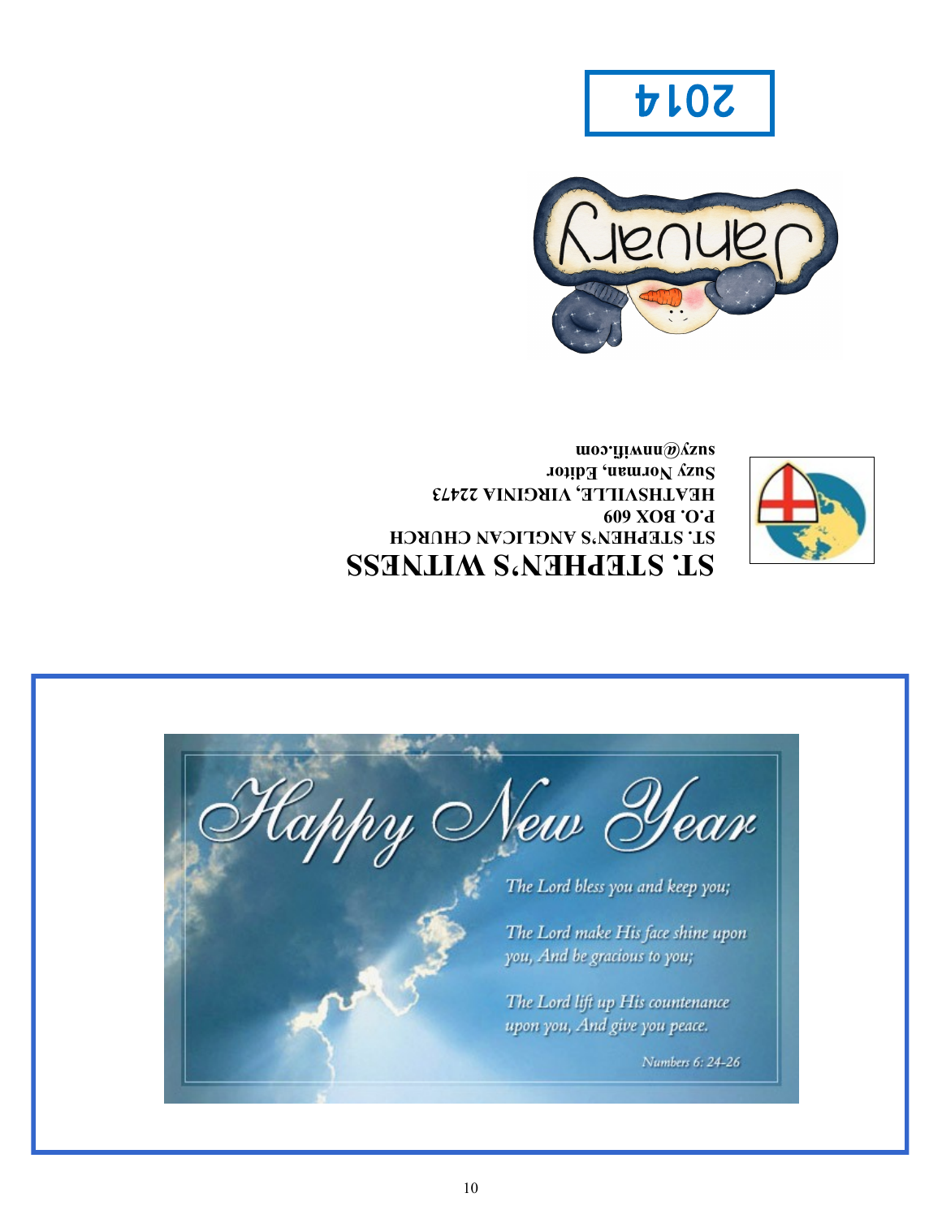2014

January

# ST. STEPHEN'S WITNESS

**ST. STEPHEN'S ANGLICAN CHURCH**
**P.O. BOX 609**
**HEATHSVILLE, VIRGINIA 22473**
**Suzy Norman, Editor**
**suzy@nnwifi.com**

*Happy New Year*

*The Lord bless you and keep you;*

*The Lord make His face shine upon you, And be gracious to you;*

*The Lord lift up His countenance upon you, And give you peace.*

*Numbers 6: 24-26*